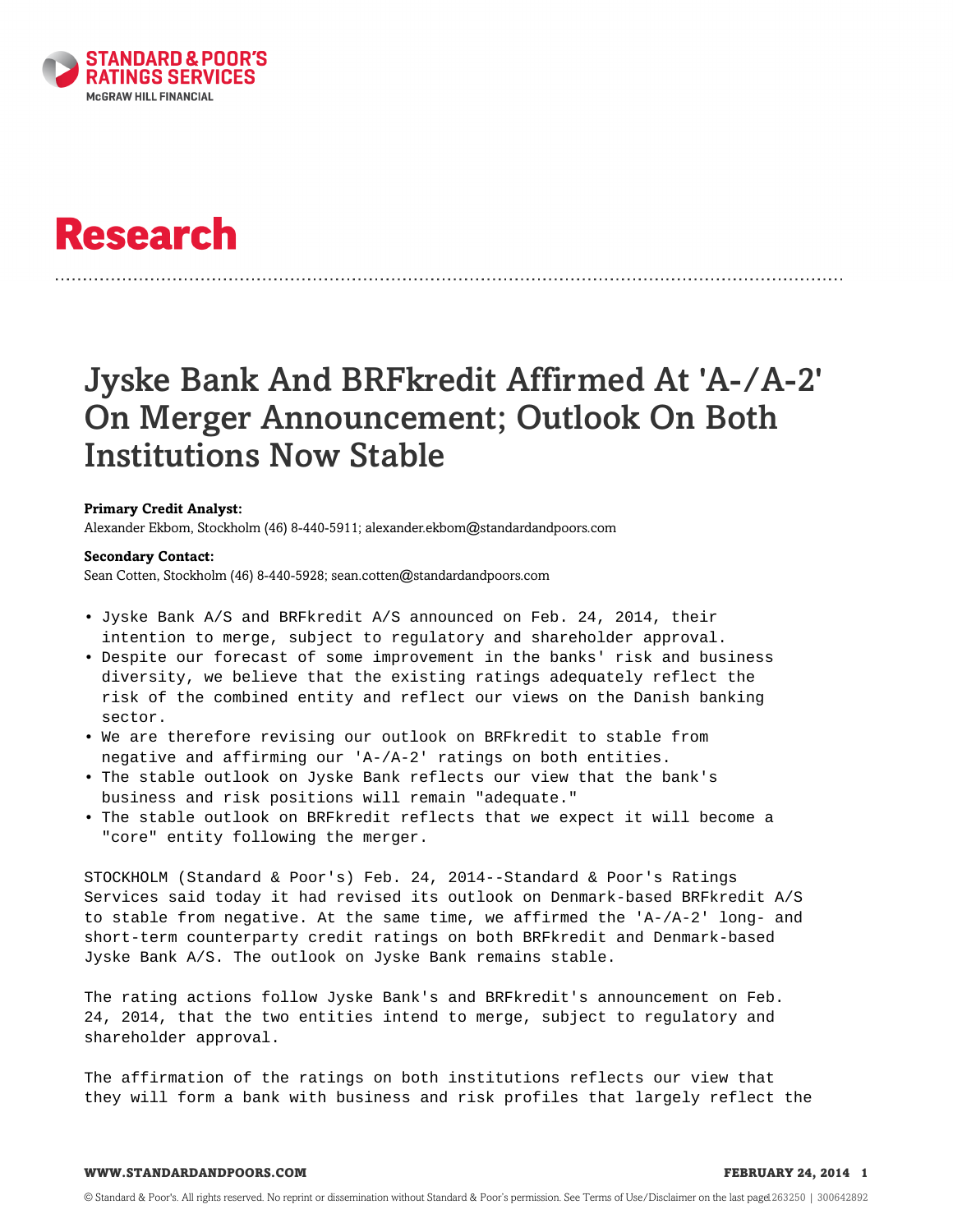# Research

# Jyske Bank And BRFkredit Affirmed At 'A-/A-2' On Merger Announcement; Outlook On Both Institutions Now Stable

**Primary Credit Analyst:**
Alexander Ekbom, Stockholm (46) 8-440-5911; alexander.ekbom@standardandpoors.com

**Secondary Contact:**
Sean Cotten, Stockholm (46) 8-440-5928; sean.cotten@standardandpoors.com

- Jyske Bank A/S and BRFkredit A/S announced on Feb. 24, 2014, their intention to merge, subject to regulatory and shareholder approval.
- Despite our forecast of some improvement in the banks' risk and business diversity, we believe that the existing ratings adequately reflect the risk of the combined entity and reflect our views on the Danish banking sector.
- We are therefore revising our outlook on BRFkredit to stable from negative and affirming our 'A-/A-2' ratings on both entities.
- The stable outlook on Jyske Bank reflects our view that the bank's business and risk positions will remain "adequate."
- The stable outlook on BRFkredit reflects that we expect it will become a "core" entity following the merger.

STOCKHOLM (Standard & Poor's) Feb. 24, 2014--Standard & Poor's Ratings Services said today it had revised its outlook on Denmark-based BRFkredit A/S to stable from negative. At the same time, we affirmed the 'A-/A-2' long- and short-term counterparty credit ratings on both BRFkredit and Denmark-based Jyske Bank A/S. The outlook on Jyske Bank remains stable.

The rating actions follow Jyske Bank's and BRFkredit's announcement on Feb. 24, 2014, that the two entities intend to merge, subject to regulatory and shareholder approval.

The affirmation of the ratings on both institutions reflects our view that they will form a bank with business and risk profiles that largely reflect the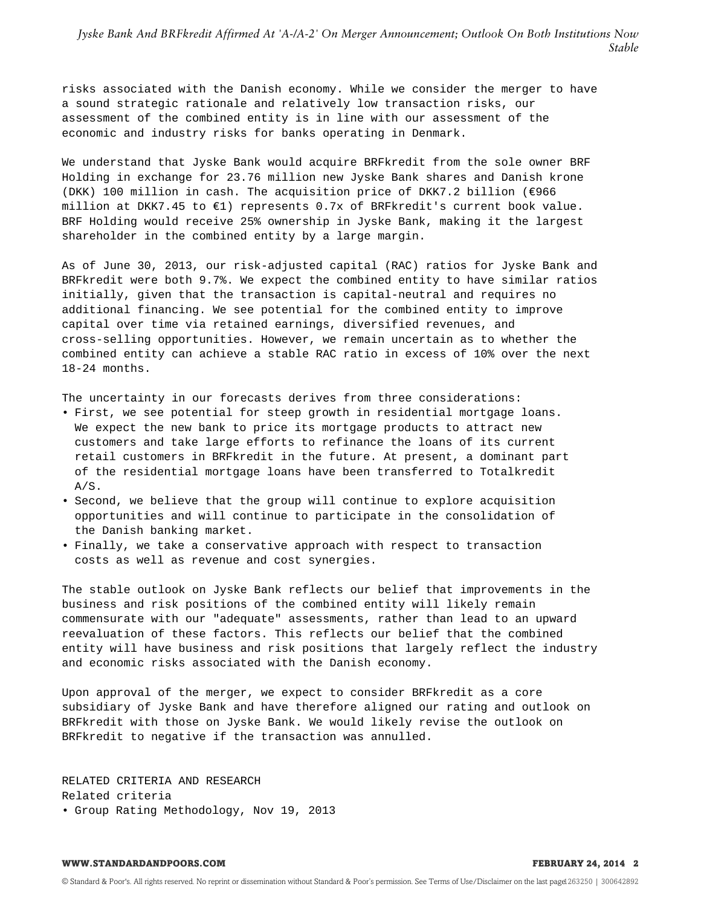risks associated with the Danish economy. While we consider the merger to have a sound strategic rationale and relatively low transaction risks, our assessment of the combined entity is in line with our assessment of the economic and industry risks for banks operating in Denmark.

We understand that Jyske Bank would acquire BRFkredit from the sole owner BRF Holding in exchange for 23.76 million new Jyske Bank shares and Danish krone (DKK) 100 million in cash. The acquisition price of DKK7.2 billion (€966 million at DKK7.45 to €1) represents 0.7x of BRFkredit's current book value. BRF Holding would receive 25% ownership in Jyske Bank, making it the largest shareholder in the combined entity by a large margin.

As of June 30, 2013, our risk-adjusted capital (RAC) ratios for Jyske Bank and BRFkredit were both 9.7%. We expect the combined entity to have similar ratios initially, given that the transaction is capital-neutral and requires no additional financing. We see potential for the combined entity to improve capital over time via retained earnings, diversified revenues, and cross-selling opportunities. However, we remain uncertain as to whether the combined entity can achieve a stable RAC ratio in excess of 10% over the next 18-24 months.

The uncertainty in our forecasts derives from three considerations:

- First, we see potential for steep growth in residential mortgage loans. We expect the new bank to price its mortgage products to attract new customers and take large efforts to refinance the loans of its current retail customers in BRFkredit in the future. At present, a dominant part of the residential mortgage loans have been transferred to Totalkredit A/S.
- Second, we believe that the group will continue to explore acquisition opportunities and will continue to participate in the consolidation of the Danish banking market.
- Finally, we take a conservative approach with respect to transaction costs as well as revenue and cost synergies.

The stable outlook on Jyske Bank reflects our belief that improvements in the business and risk positions of the combined entity will likely remain commensurate with our "adequate" assessments, rather than lead to an upward reevaluation of these factors. This reflects our belief that the combined entity will have business and risk positions that largely reflect the industry and economic risks associated with the Danish economy.

Upon approval of the merger, we expect to consider BRFkredit as a core subsidiary of Jyske Bank and have therefore aligned our rating and outlook on BRFkredit with those on Jyske Bank. We would likely revise the outlook on BRFkredit to negative if the transaction was annulled.

RELATED CRITERIA AND RESEARCH

Related criteria

- Group Rating Methodology, Nov 19, 2013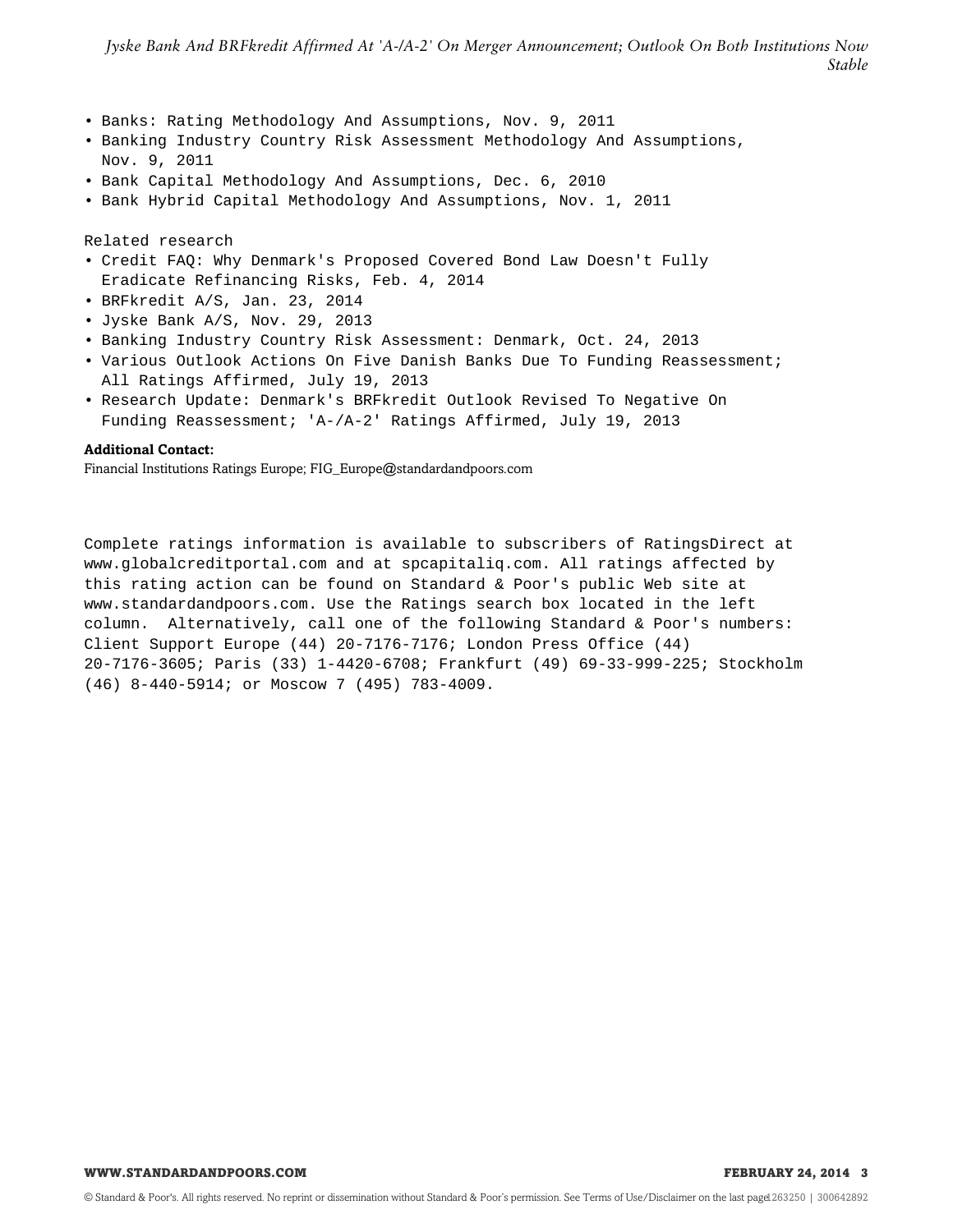- Banks: Rating Methodology And Assumptions, Nov. 9, 2011
- Banking Industry Country Risk Assessment Methodology And Assumptions, Nov. 9, 2011
- Bank Capital Methodology And Assumptions, Dec. 6, 2010
- Bank Hybrid Capital Methodology And Assumptions, Nov. 1, 2011

Related research

- Credit FAQ: Why Denmark's Proposed Covered Bond Law Doesn't Fully Eradicate Refinancing Risks, Feb. 4, 2014
- BRFkredit A/S, Jan. 23, 2014
- Jyske Bank A/S, Nov. 29, 2013
- Banking Industry Country Risk Assessment: Denmark, Oct. 24, 2013
- Various Outlook Actions On Five Danish Banks Due To Funding Reassessment; All Ratings Affirmed, July 19, 2013
- Research Update: Denmark's BRFkredit Outlook Revised To Negative On Funding Reassessment; 'A-/A-2' Ratings Affirmed, July 19, 2013

**Additional Contact:**
Financial Institutions Ratings Europe; FIG_Europe@standardandpoors.com

Complete ratings information is available to subscribers of RatingsDirect at www.globalcreditportal.com and at spcapitaliq.com. All ratings affected by this rating action can be found on Standard & Poor's public Web site at www.standardandpoors.com. Use the Ratings search box located in the left column. Alternatively, call one of the following Standard & Poor's numbers: Client Support Europe (44) 20-7176-7176; London Press Office (44) 20-7176-3605; Paris (33) 1-4420-6708; Frankfurt (49) 69-33-999-225; Stockholm (46) 8-440-5914; or Moscow 7 (495) 783-4009.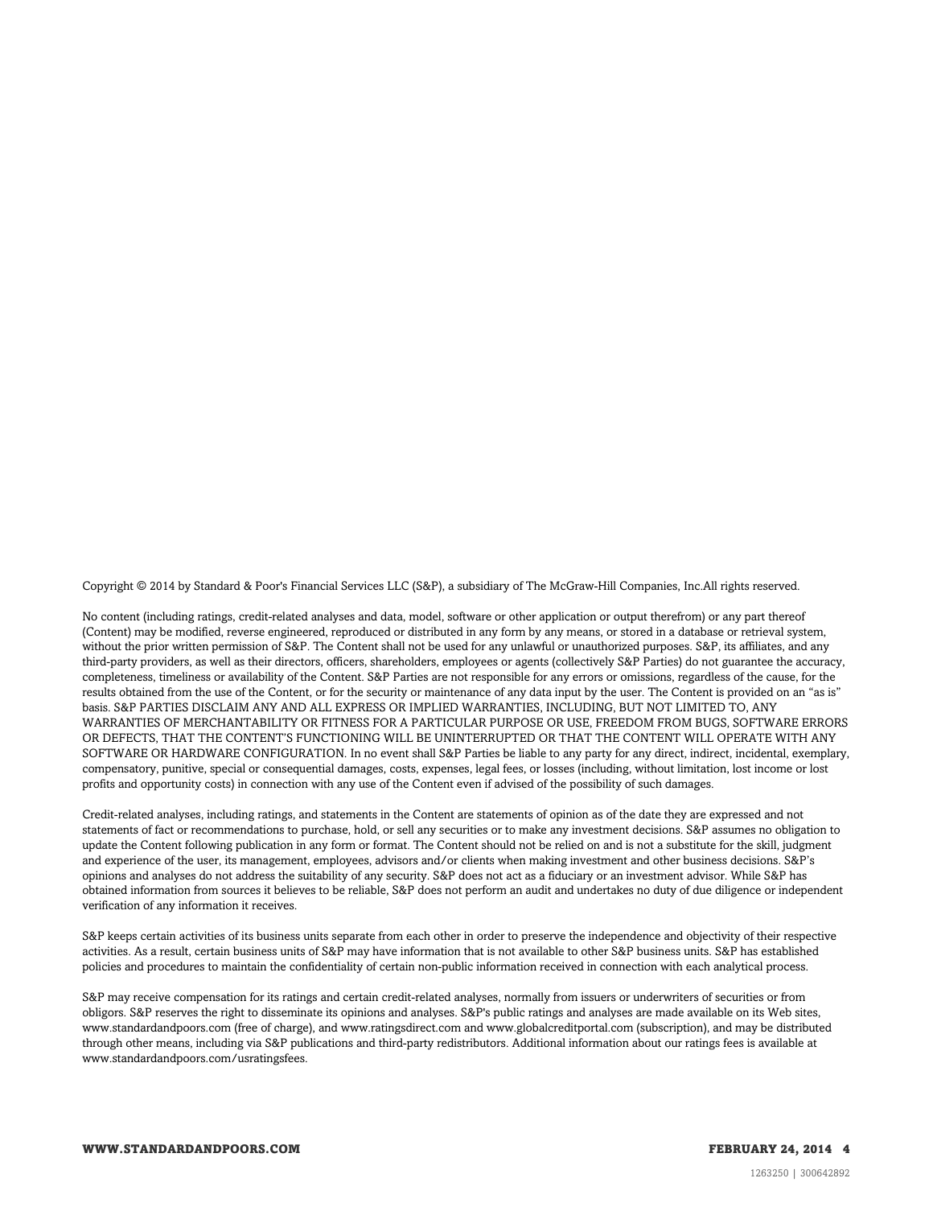Copyright © 2014 by Standard & Poor's Financial Services LLC (S&P), a subsidiary of The McGraw-Hill Companies, Inc.All rights reserved.

No content (including ratings, credit-related analyses and data, model, software or other application or output therefrom) or any part thereof (Content) may be modified, reverse engineered, reproduced or distributed in any form by any means, or stored in a database or retrieval system, without the prior written permission of S&P. The Content shall not be used for any unlawful or unauthorized purposes. S&P, its affiliates, and any third-party providers, as well as their directors, officers, shareholders, employees or agents (collectively S&P Parties) do not guarantee the accuracy, completeness, timeliness or availability of the Content. S&P Parties are not responsible for any errors or omissions, regardless of the cause, for the results obtained from the use of the Content, or for the security or maintenance of any data input by the user. The Content is provided on an "as is" basis. S&P PARTIES DISCLAIM ANY AND ALL EXPRESS OR IMPLIED WARRANTIES, INCLUDING, BUT NOT LIMITED TO, ANY WARRANTIES OF MERCHANTABILITY OR FITNESS FOR A PARTICULAR PURPOSE OR USE, FREEDOM FROM BUGS, SOFTWARE ERRORS OR DEFECTS, THAT THE CONTENT'S FUNCTIONING WILL BE UNINTERRUPTED OR THAT THE CONTENT WILL OPERATE WITH ANY SOFTWARE OR HARDWARE CONFIGURATION. In no event shall S&P Parties be liable to any party for any direct, indirect, incidental, exemplary, compensatory, punitive, special or consequential damages, costs, expenses, legal fees, or losses (including, without limitation, lost income or lost profits and opportunity costs) in connection with any use of the Content even if advised of the possibility of such damages.

Credit-related analyses, including ratings, and statements in the Content are statements of opinion as of the date they are expressed and not statements of fact or recommendations to purchase, hold, or sell any securities or to make any investment decisions. S&P assumes no obligation to update the Content following publication in any form or format. The Content should not be relied on and is not a substitute for the skill, judgment and experience of the user, its management, employees, advisors and/or clients when making investment and other business decisions. S&P's opinions and analyses do not address the suitability of any security. S&P does not act as a fiduciary or an investment advisor. While S&P has obtained information from sources it believes to be reliable, S&P does not perform an audit and undertakes no duty of due diligence or independent verification of any information it receives.

S&P keeps certain activities of its business units separate from each other in order to preserve the independence and objectivity of their respective activities. As a result, certain business units of S&P may have information that is not available to other S&P business units. S&P has established policies and procedures to maintain the confidentiality of certain non-public information received in connection with each analytical process.

S&P may receive compensation for its ratings and certain credit-related analyses, normally from issuers or underwriters of securities or from obligors. S&P reserves the right to disseminate its opinions and analyses. S&P's public ratings and analyses are made available on its Web sites, www.standardandpoors.com (free of charge), and www.ratingsdirect.com and www.globalcreditportal.com (subscription), and may be distributed through other means, including via S&P publications and third-party redistributors. Additional information about our ratings fees is available at www.standardandpoors.com/usratingsfees.